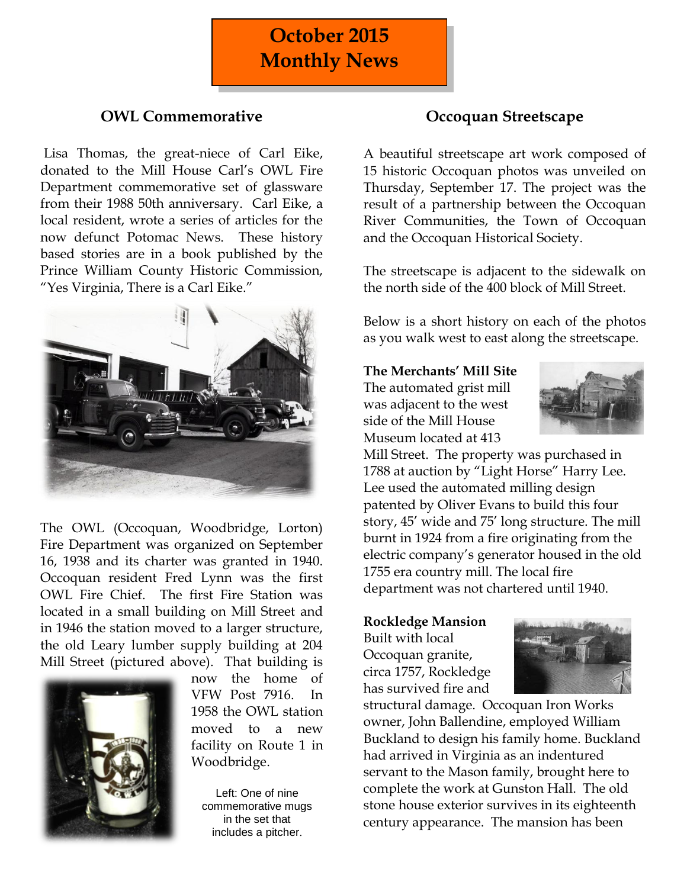# October 2015 Monthly News

## OWL Commemorative

Lisa Thomas, the great-niece of Carl Eike, donated to the Mill House Carl's OWL Fire Department commemorative set of glassware from their 1988 50th anniversary. Carl Eike, a local resident, wrote a series of articles for the now defunct Potomac News. These history based stories are in a book published by the Prince William County Historic Commission, "Yes Virginia, There is a Carl Eike."

The OWL (Occoquan, Woodbridge, Lorton) Fire Department was organized on September 16, 1938 and its charter was granted in 1940. Occoquan resident Fred Lynn was the first OWL Fire Chief. The first Fire Station was located in a small building on Mill Street and in 1946 the station moved to a larger structure, the old Leary lumber supply building at 204 Mill Street (pictured above). That building is now the home of VFW Post 7916. In 1958 the OWL station moved to a new facility on Route 1 in Woodbridge.

Left: One of nine commemorative mugs in the set that includes a pitcher.

## Occoquan Streetscape

A beautiful streetscape art work composed of 15 historic Occoquan photos was unveiled on Thursday, September 17. The project was the result of a partnership between the Occoquan River Communities, the Town of Occoquan and the Occoquan Historical Society.

The streetscape is adjacent to the sidewalk on the north side of the 400 block of Mill Street.

Below is a short history on each of the photos as you walk west to east along the streetscape.

**The Merchants' Mill Site**
The automated grist mill was adjacent to the west side of the Mill House Museum located at 413 Mill Street. The property was purchased in 1788 at auction by "Light Horse" Harry Lee. Lee used the automated milling design patented by Oliver Evans to build this four story, 45' wide and 75' long structure. The mill burnt in 1924 from a fire originating from the electric company's generator housed in the old 1755 era country mill. The local fire department was not chartered until 1940.

**Rockledge Mansion**
Built with local Occoquan granite, circa 1757, Rockledge has survived fire and structural damage. Occoquan Iron Works owner, John Ballendine, employed William Buckland to design his family home. Buckland had arrived in Virginia as an indentured servant to the Mason family, brought here to complete the work at Gunston Hall. The old stone house exterior survives in its eighteenth century appearance. The mansion has been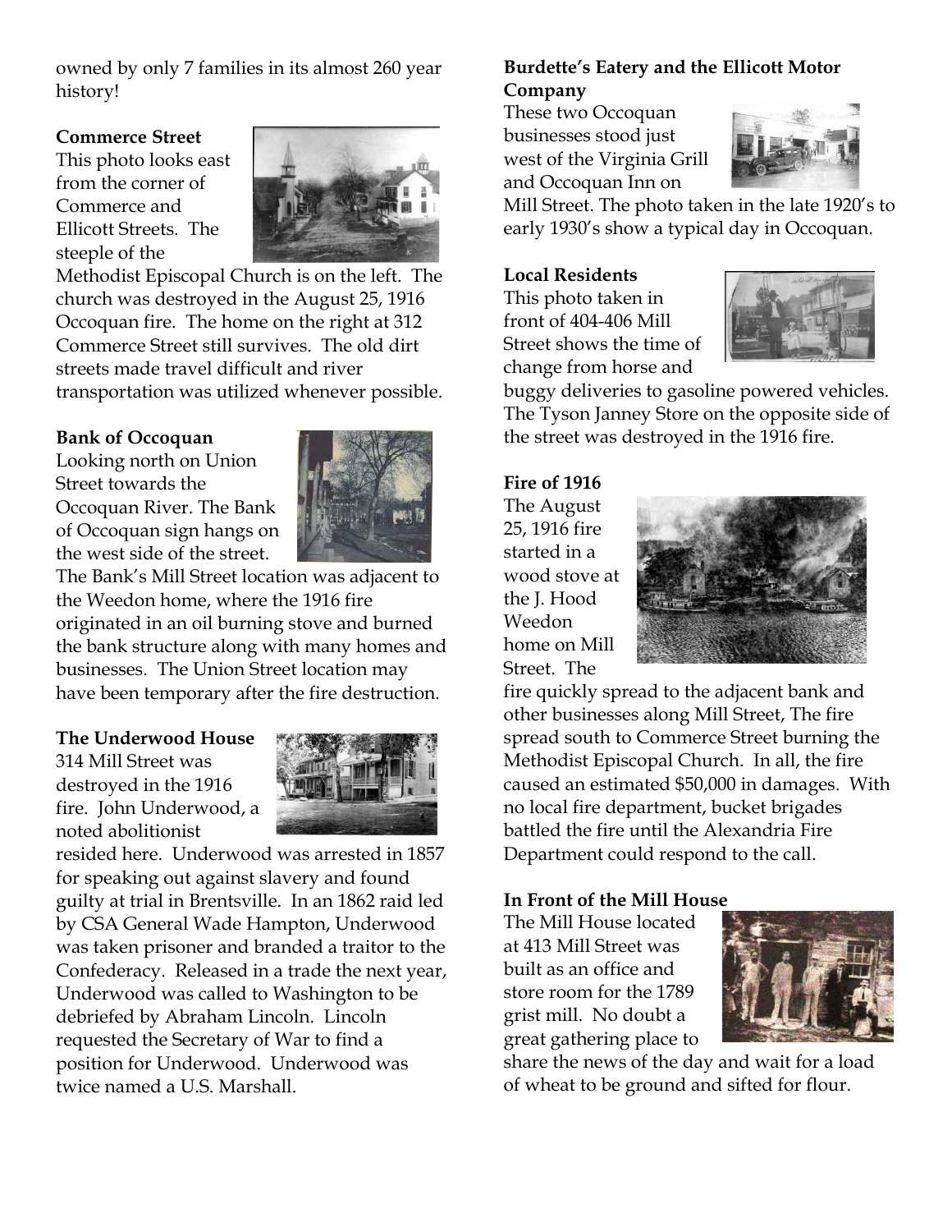owned by only 7 families in its almost 260 year history!

**Commerce Street**

This photo looks east from the corner of Commerce and Ellicott Streets. The steeple of the Methodist Episcopal Church is on the left. The church was destroyed in the August 25, 1916 Occoquan fire. The home on the right at 312 Commerce Street still survives. The old dirt streets made travel difficult and river transportation was utilized whenever possible.

**Bank of Occoquan**

Looking north on Union Street towards the Occoquan River. The Bank of Occoquan sign hangs on the west side of the street. The Bank's Mill Street location was adjacent to the Weedon home, where the 1916 fire originated in an oil burning stove and burned the bank structure along with many homes and businesses. The Union Street location may have been temporary after the fire destruction.

**The Underwood House**

314 Mill Street was destroyed in the 1916 fire. John Underwood, a noted abolitionist resided here. Underwood was arrested in 1857 for speaking out against slavery and found guilty at trial in Brentsville. In an 1862 raid led by CSA General Wade Hampton, Underwood was taken prisoner and branded a traitor to the Confederacy. Released in a trade the next year, Underwood was called to Washington to be debriefed by Abraham Lincoln. Lincoln requested the Secretary of War to find a position for Underwood. Underwood was twice named a U.S. Marshall.

**Burdette's Eatery and the Ellicott Motor Company**

These two Occoquan businesses stood just west of the Virginia Grill and Occoquan Inn on Mill Street. The photo taken in the late 1920's to early 1930's show a typical day in Occoquan.

**Local Residents**

This photo taken in front of 404-406 Mill Street shows the time of change from horse and buggy deliveries to gasoline powered vehicles. The Tyson Janney Store on the opposite side of the street was destroyed in the 1916 fire.

**Fire of 1916**

The August 25, 1916 fire started in a wood stove at the J. Hood Weedon home on Mill Street. The fire quickly spread to the adjacent bank and other businesses along Mill Street, The fire spread south to Commerce Street burning the Methodist Episcopal Church. In all, the fire caused an estimated $50,000 in damages. With no local fire department, bucket brigades battled the fire until the Alexandria Fire Department could respond to the call.

**In Front of the Mill House**

The Mill House located at 413 Mill Street was built as an office and store room for the 1789 grist mill. No doubt a great gathering place to share the news of the day and wait for a load of wheat to be ground and sifted for flour.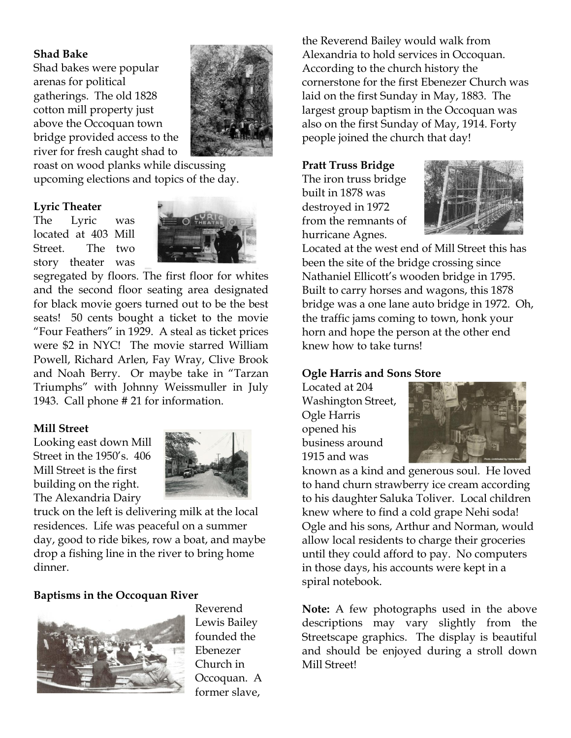**Shad Bake**

Shad bakes were popular arenas for political gatherings. The old 1828 cotton mill property just above the Occoquan town bridge provided access to the river for fresh caught shad to roast on wood planks while discussing upcoming elections and topics of the day.

**Lyric Theater**

The Lyric was located at 403 Mill Street. The two story theater was segregated by floors. The first floor for whites and the second floor seating area designated for black movie goers turned out to be the best seats! 50 cents bought a ticket to the movie "Four Feathers" in 1929. A steal as ticket prices were $2 in NYC! The movie starred William Powell, Richard Arlen, Fay Wray, Clive Brook and Noah Berry. Or maybe take in "Tarzan Triumphs" with Johnny Weissmuller in July 1943. Call phone # 21 for information.

**Mill Street**

Looking east down Mill Street in the 1950's. 406 Mill Street is the first building on the right. The Alexandria Dairy truck on the left is delivering milk at the local residences. Life was peaceful on a summer day, good to ride bikes, row a boat, and maybe drop a fishing line in the river to bring home dinner.

**Baptisms in the Occoquan River**

Reverend Lewis Bailey founded the Ebenezer Church in Occoquan. A former slave, the Reverend Bailey would walk from Alexandria to hold services in Occoquan. According to the church history the cornerstone for the first Ebenezer Church was laid on the first Sunday in May, 1883. The largest group baptism in the Occoquan was also on the first Sunday of May, 1914. Forty people joined the church that day!

**Pratt Truss Bridge**

The iron truss bridge built in 1878 was destroyed in 1972 from the remnants of hurricane Agnes. Located at the west end of Mill Street this has been the site of the bridge crossing since Nathaniel Ellicott's wooden bridge in 1795. Built to carry horses and wagons, this 1878 bridge was a one lane auto bridge in 1972. Oh, the traffic jams coming to town, honk your horn and hope the person at the other end knew how to take turns!

**Ogle Harris and Sons Store**

Located at 204 Washington Street, Ogle Harris opened his business around 1915 and was known as a kind and generous soul. He loved to hand churn strawberry ice cream according to his daughter Saluka Toliver. Local children knew where to find a cold grape Nehi soda! Ogle and his sons, Arthur and Norman, would allow local residents to charge their groceries until they could afford to pay. No computers in those days, his accounts were kept in a spiral notebook.

**Note:** A few photographs used in the above descriptions may vary slightly from the Streetscape graphics. The display is beautiful and should be enjoyed during a stroll down Mill Street!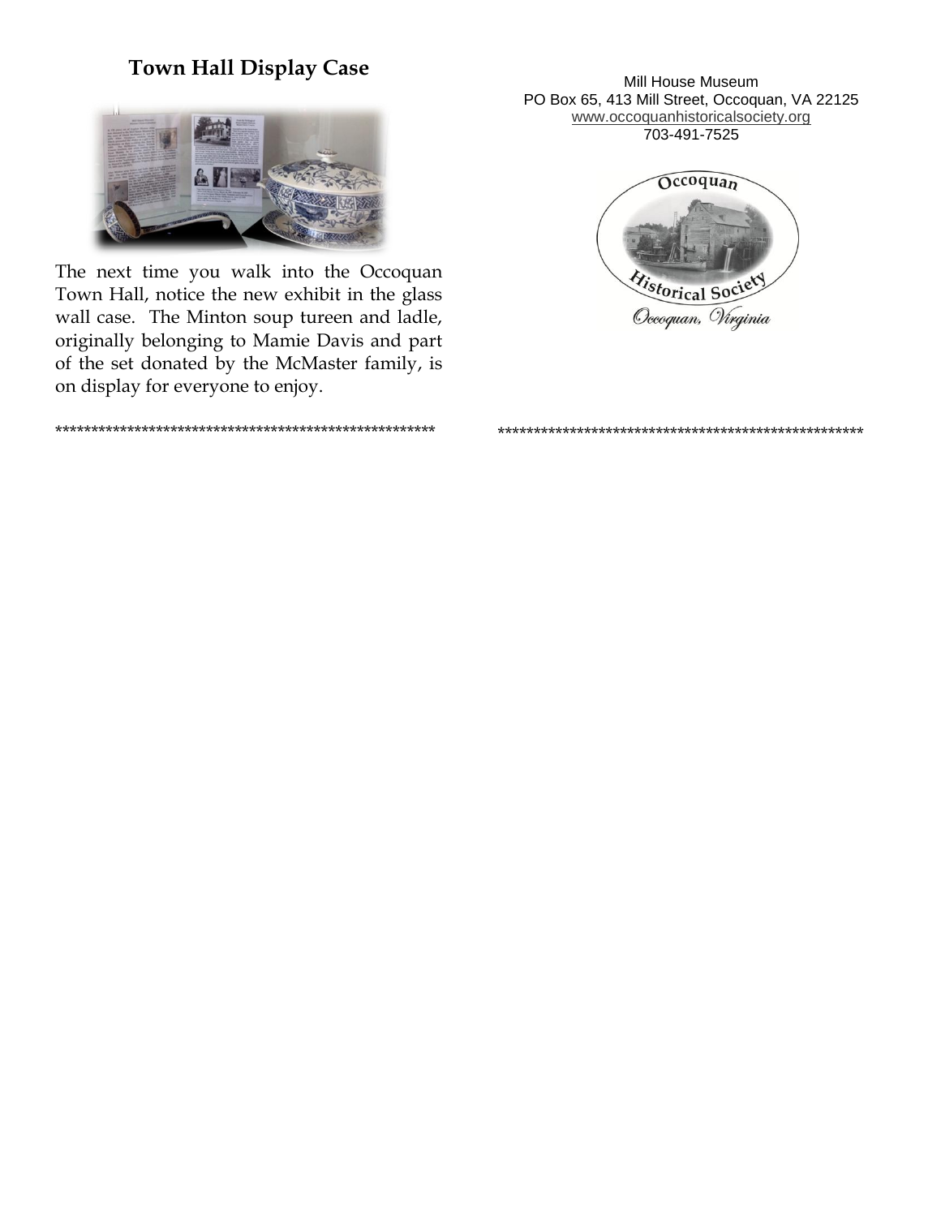## Town Hall Display Case

The next time you walk into the Occoquan Town Hall, notice the new exhibit in the glass wall case. The Minton soup tureen and ladle, originally belonging to Mamie Davis and part of the set donated by the McMaster family, is on display for everyone to enjoy.

*******************************************************

Mill House Museum
PO Box 65, 413 Mill Street, Occoquan, VA 22125
www.occoquanhistoricalsociety.org
703-491-7525

Occoquan Historical Society
*Occoquan, Virginia*

*******************************************************